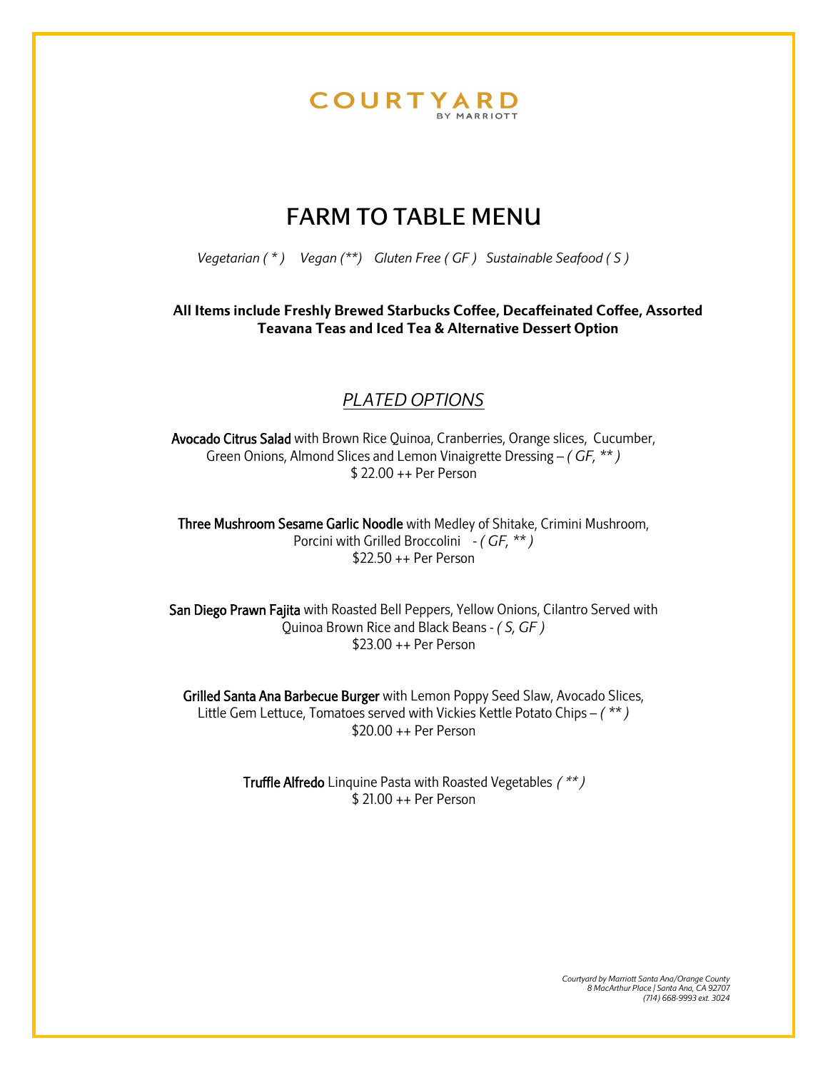COURTYARD
BY MARRIOTT

# FARM TO TABLE MENU

*Vegetarian ( * )   Vegan (**)   Gluten Free ( GF )   Sustainable Seafood ( S )*

**All Items include Freshly Brewed Starbucks Coffee, Decaffeinated Coffee, Assorted Teavana Teas and Iced Tea & Alternative Dessert Option**

## *PLATED OPTIONS*

Avocado Citrus Salad with Brown Rice Quinoa, Cranberries, Orange slices, Cucumber, Green Onions, Almond Slices and Lemon Vinaigrette Dressing – *( GF, ** )*
$ 22.00 ++ Per Person

Three Mushroom Sesame Garlic Noodle with Medley of Shitake, Crimini Mushroom, Porcini with Grilled Broccolini - *( GF, ** )*
$22.50 ++ Per Person

San Diego Prawn Fajita with Roasted Bell Peppers, Yellow Onions, Cilantro Served with Quinoa Brown Rice and Black Beans - *( S, GF )*
$23.00 ++ Per Person

Grilled Santa Ana Barbecue Burger with Lemon Poppy Seed Slaw, Avocado Slices, Little Gem Lettuce, Tomatoes served with Vickies Kettle Potato Chips – *( ** )*
$20.00 ++ Per Person

Truffle Alfredo Linquine Pasta with Roasted Vegetables *( ** )*
$ 21.00 ++ Per Person

*Courtyard by Marriott Santa Ana/Orange County*
*8 MacArthur Place | Santa Ana, CA 92707*
*(714) 668-9993 ext. 3024*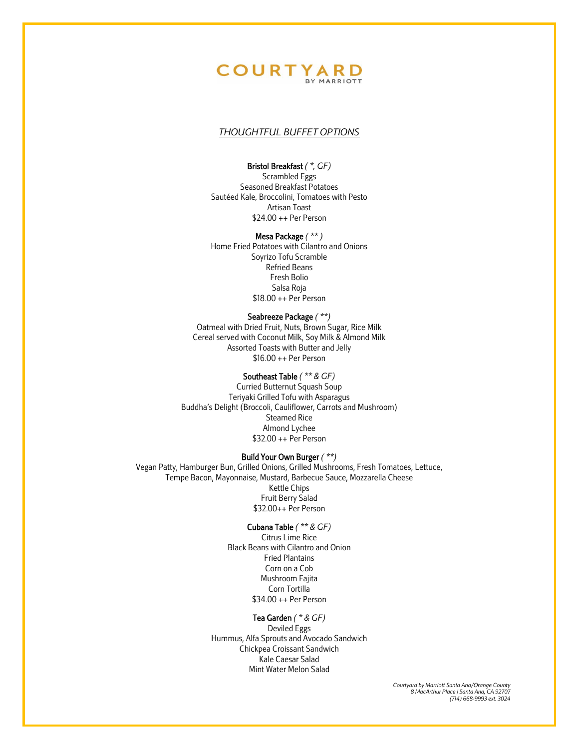# COURTYARD
BY MARRIOTT

## *THOUGHTFUL BUFFET OPTIONS*

**Bristol Breakfast** *( *, GF)*
Scrambled Eggs
Seasoned Breakfast Potatoes
Sautéed Kale, Broccolini, Tomatoes with Pesto
Artisan Toast
$24.00 ++ Per Person

**Mesa Package** *( ** )*
Home Fried Potatoes with Cilantro and Onions
Soyrizo Tofu Scramble
Refried Beans
Fresh Bolio
Salsa Roja
$18.00 ++ Per Person

**Seabreeze Package** *( **)*
Oatmeal with Dried Fruit, Nuts, Brown Sugar, Rice Milk
Cereal served with Coconut Milk, Soy Milk & Almond Milk
Assorted Toasts with Butter and Jelly
$16.00 ++ Per Person

**Southeast Table** *( ** & GF)*
Curried Butternut Squash Soup
Teriyaki Grilled Tofu with Asparagus
Buddha's Delight (Broccoli, Cauliflower, Carrots and Mushroom)
Steamed Rice
Almond Lychee
$32.00 ++ Per Person

**Build Your Own Burger** *( **)*
Vegan Patty, Hamburger Bun, Grilled Onions, Grilled Mushrooms, Fresh Tomatoes, Lettuce,
Tempe Bacon, Mayonnaise, Mustard, Barbecue Sauce, Mozzarella Cheese
Kettle Chips
Fruit Berry Salad
$32.00++ Per Person

**Cubana Table** *( ** & GF)*
Citrus Lime Rice
Black Beans with Cilantro and Onion
Fried Plantains
Corn on a Cob
Mushroom Fajita
Corn Tortilla
$34.00 ++ Per Person

**Tea Garden** *( * & GF)*
Deviled Eggs
Hummus, Alfa Sprouts and Avocado Sandwich
Chickpea Croissant Sandwich
Kale Caesar Salad
Mint Water Melon Salad

*Courtyard by Marriott Santa Ana/Orange County*
*8 MacArthur Place | Santa Ana, CA 92707*
*(714) 668-9993 ext. 3024*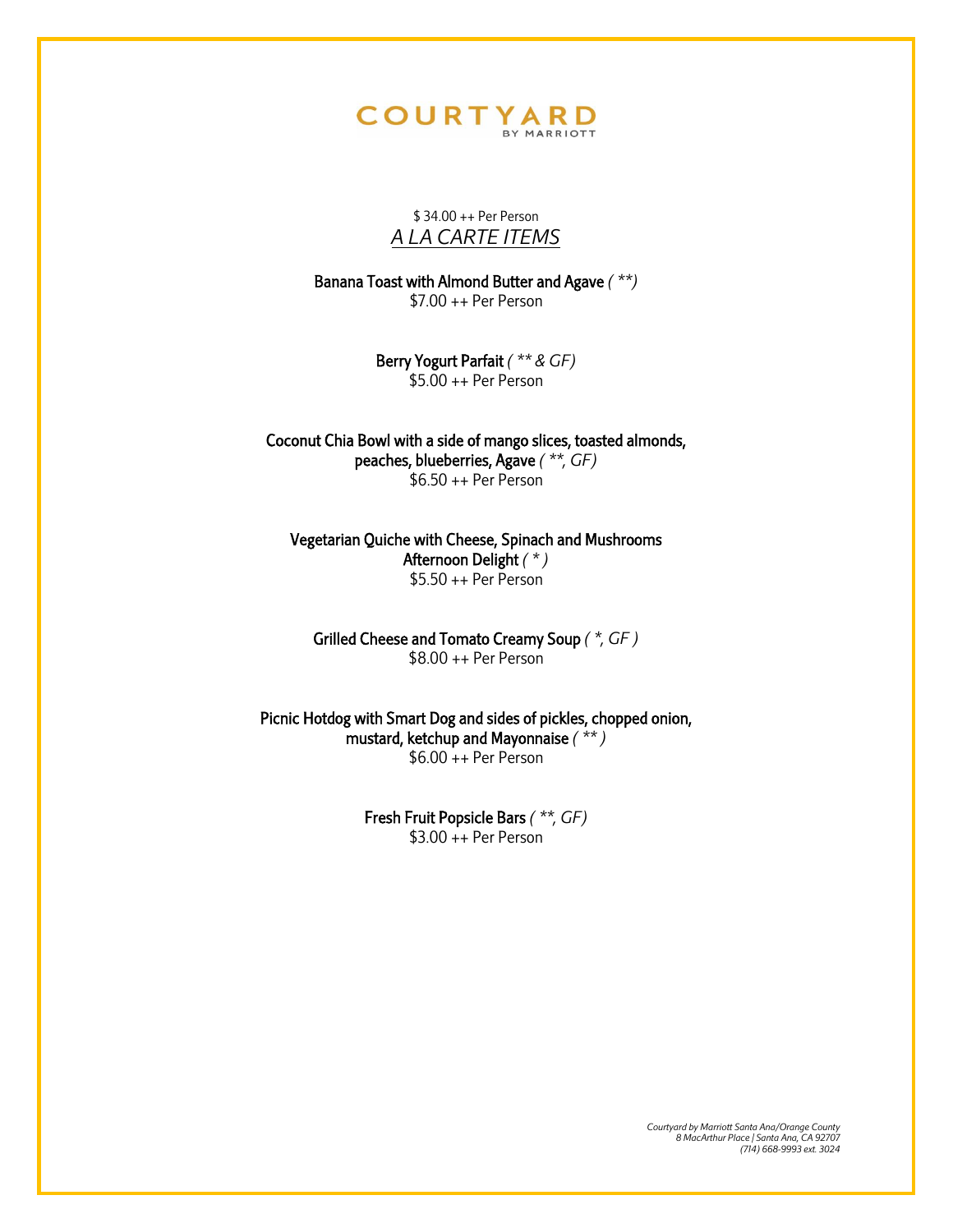# COURTYARD
BY MARRIOTT

$ 34.00 ++ Per Person

## *A LA CARTE ITEMS*

**Banana Toast with Almond Butter and Agave** *( **)*
$7.00 ++ Per Person

**Berry Yogurt Parfait** *( ** & GF)*
$5.00 ++ Per Person

**Coconut Chia Bowl with a side of mango slices, toasted almonds, peaches, blueberries, Agave** *( **, GF)*
$6.50 ++ Per Person

**Vegetarian Quiche with Cheese, Spinach and Mushrooms Afternoon Delight** *( * )*
$5.50 ++ Per Person

**Grilled Cheese and Tomato Creamy Soup** *( *, GF )*
$8.00 ++ Per Person

**Picnic Hotdog with Smart Dog and sides of pickles, chopped onion, mustard, ketchup and Mayonnaise** *( ** )*
$6.00 ++ Per Person

**Fresh Fruit Popsicle Bars** *( **, GF)*
$3.00 ++ Per Person

*Courtyard by Marriott Santa Ana/Orange County*
*8 MacArthur Place | Santa Ana, CA 92707*
*(714) 668-9993 ext. 3024*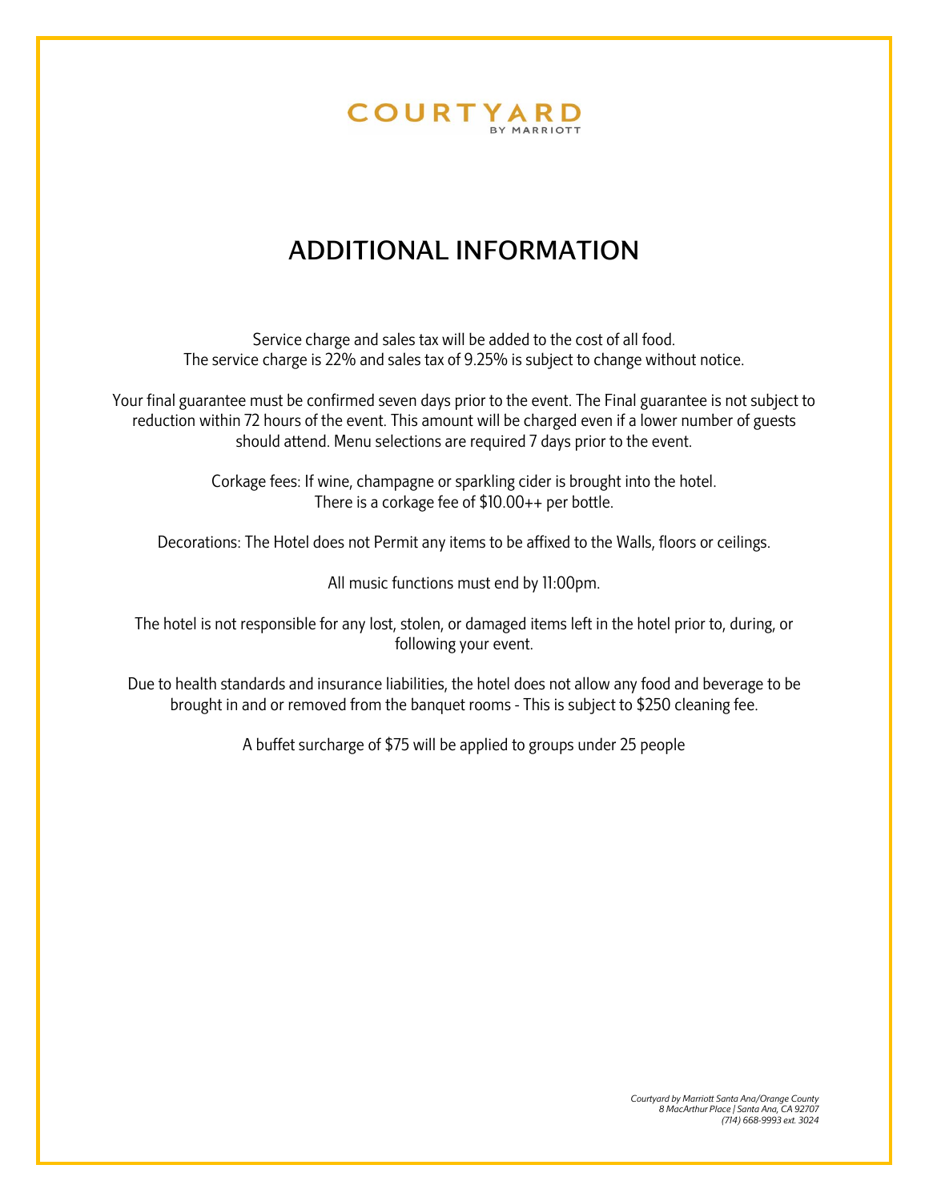COURTYARD
BY MARRIOTT

# ADDITIONAL INFORMATION

Service charge and sales tax will be added to the cost of all food.
The service charge is 22% and sales tax of 9.25% is subject to change without notice.

Your final guarantee must be confirmed seven days prior to the event. The Final guarantee is not subject to reduction within 72 hours of the event. This amount will be charged even if a lower number of guests should attend. Menu selections are required 7 days prior to the event.

Corkage fees: If wine, champagne or sparkling cider is brought into the hotel.
There is a corkage fee of $10.00++ per bottle.

Decorations: The Hotel does not Permit any items to be affixed to the Walls, floors or ceilings.

All music functions must end by 11:00pm.

The hotel is not responsible for any lost, stolen, or damaged items left in the hotel prior to, during, or following your event.

Due to health standards and insurance liabilities, the hotel does not allow any food and beverage to be brought in and or removed from the banquet rooms - This is subject to $250 cleaning fee.

A buffet surcharge of $75 will be applied to groups under 25 people

*Courtyard by Marriott Santa Ana/Orange County*
*8 MacArthur Place | Santa Ana, CA 92707*
*(714) 668-9993 ext. 3024*